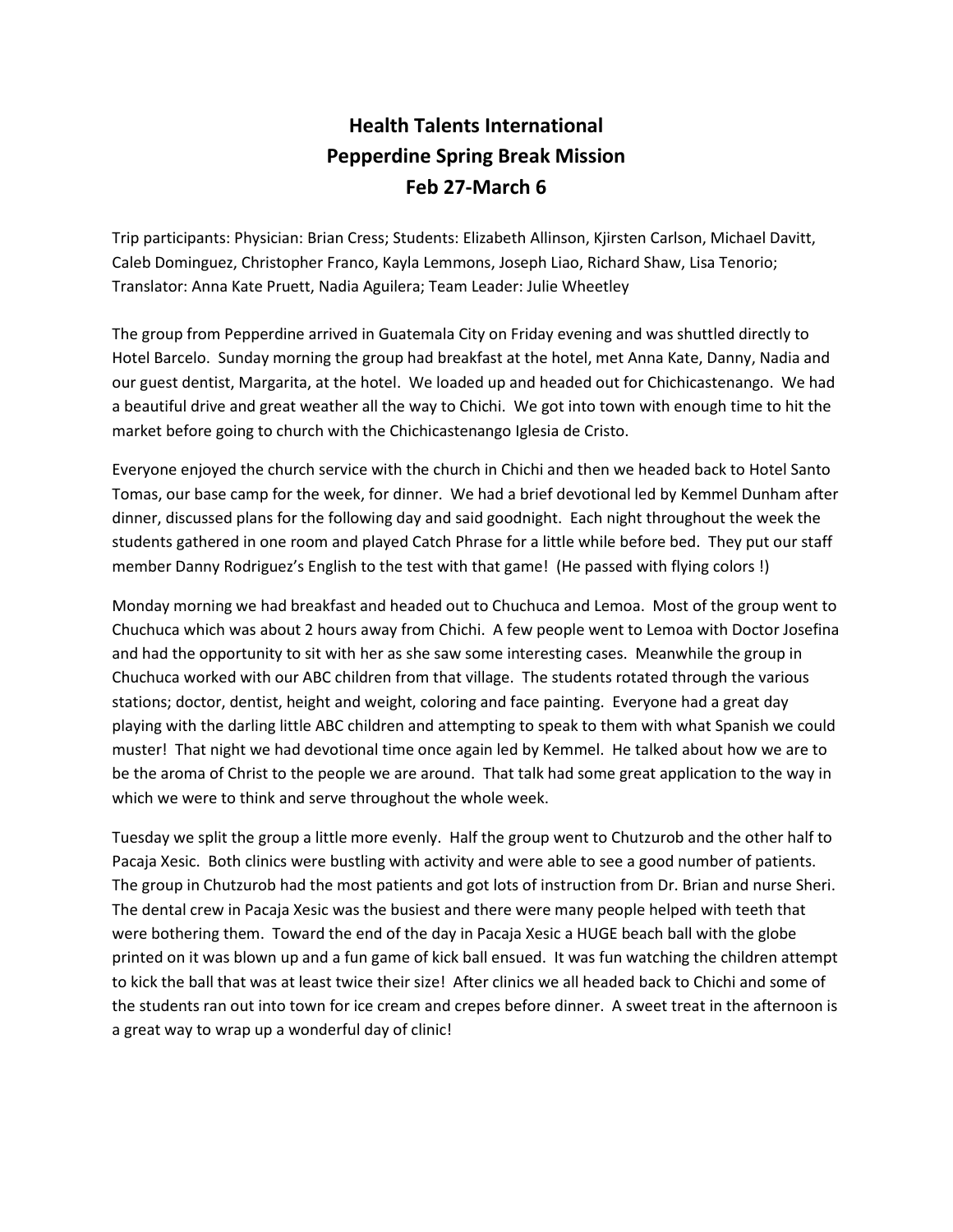# Health Talents International
## Pepperdine Spring Break Mission
## Feb 27-March 6

Trip participants: Physician: Brian Cress; Students: Elizabeth Allinson, Kjirsten Carlson, Michael Davitt, Caleb Dominguez, Christopher Franco, Kayla Lemmons, Joseph Liao, Richard Shaw, Lisa Tenorio; Translator: Anna Kate Pruett, Nadia Aguilera; Team Leader: Julie Wheetley

The group from Pepperdine arrived in Guatemala City on Friday evening and was shuttled directly to Hotel Barcelo. Sunday morning the group had breakfast at the hotel, met Anna Kate, Danny, Nadia and our guest dentist, Margarita, at the hotel. We loaded up and headed out for Chichicastenango. We had a beautiful drive and great weather all the way to Chichi. We got into town with enough time to hit the market before going to church with the Chichicastenango Iglesia de Cristo.

Everyone enjoyed the church service with the church in Chichi and then we headed back to Hotel Santo Tomas, our base camp for the week, for dinner. We had a brief devotional led by Kemmel Dunham after dinner, discussed plans for the following day and said goodnight. Each night throughout the week the students gathered in one room and played Catch Phrase for a little while before bed. They put our staff member Danny Rodriguez's English to the test with that game! (He passed with flying colors !)

Monday morning we had breakfast and headed out to Chuchuca and Lemoa. Most of the group went to Chuchuca which was about 2 hours away from Chichi. A few people went to Lemoa with Doctor Josefina and had the opportunity to sit with her as she saw some interesting cases. Meanwhile the group in Chuchuca worked with our ABC children from that village. The students rotated through the various stations; doctor, dentist, height and weight, coloring and face painting. Everyone had a great day playing with the darling little ABC children and attempting to speak to them with what Spanish we could muster! That night we had devotional time once again led by Kemmel. He talked about how we are to be the aroma of Christ to the people we are around. That talk had some great application to the way in which we were to think and serve throughout the whole week.

Tuesday we split the group a little more evenly. Half the group went to Chutzurob and the other half to Pacaja Xesic. Both clinics were bustling with activity and were able to see a good number of patients. The group in Chutzurob had the most patients and got lots of instruction from Dr. Brian and nurse Sheri. The dental crew in Pacaja Xesic was the busiest and there were many people helped with teeth that were bothering them. Toward the end of the day in Pacaja Xesic a HUGE beach ball with the globe printed on it was blown up and a fun game of kick ball ensued. It was fun watching the children attempt to kick the ball that was at least twice their size! After clinics we all headed back to Chichi and some of the students ran out into town for ice cream and crepes before dinner. A sweet treat in the afternoon is a great way to wrap up a wonderful day of clinic!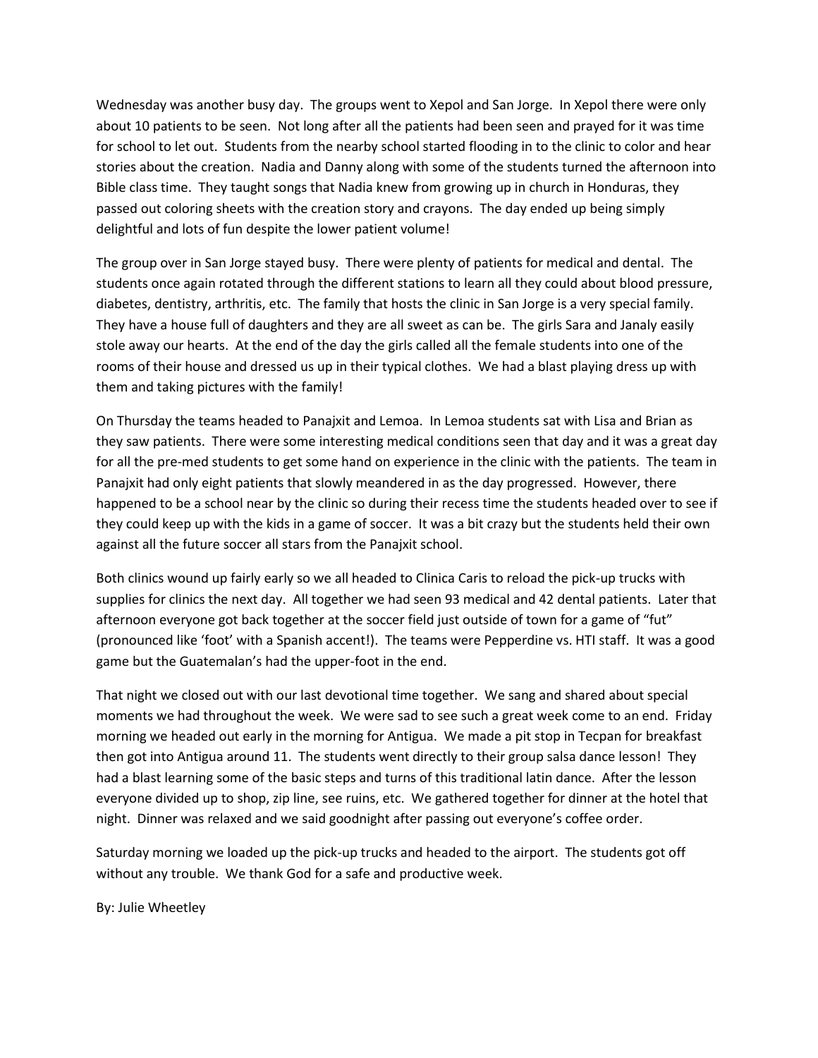Wednesday was another busy day. The groups went to Xepol and San Jorge. In Xepol there were only about 10 patients to be seen. Not long after all the patients had been seen and prayed for it was time for school to let out. Students from the nearby school started flooding in to the clinic to color and hear stories about the creation. Nadia and Danny along with some of the students turned the afternoon into Bible class time. They taught songs that Nadia knew from growing up in church in Honduras, they passed out coloring sheets with the creation story and crayons. The day ended up being simply delightful and lots of fun despite the lower patient volume!

The group over in San Jorge stayed busy. There were plenty of patients for medical and dental. The students once again rotated through the different stations to learn all they could about blood pressure, diabetes, dentistry, arthritis, etc. The family that hosts the clinic in San Jorge is a very special family. They have a house full of daughters and they are all sweet as can be. The girls Sara and Janaly easily stole away our hearts. At the end of the day the girls called all the female students into one of the rooms of their house and dressed us up in their typical clothes. We had a blast playing dress up with them and taking pictures with the family!

On Thursday the teams headed to Panajxit and Lemoa. In Lemoa students sat with Lisa and Brian as they saw patients. There were some interesting medical conditions seen that day and it was a great day for all the pre-med students to get some hand on experience in the clinic with the patients. The team in Panajxit had only eight patients that slowly meandered in as the day progressed. However, there happened to be a school near by the clinic so during their recess time the students headed over to see if they could keep up with the kids in a game of soccer. It was a bit crazy but the students held their own against all the future soccer all stars from the Panajxit school.

Both clinics wound up fairly early so we all headed to Clinica Caris to reload the pick-up trucks with supplies for clinics the next day. All together we had seen 93 medical and 42 dental patients. Later that afternoon everyone got back together at the soccer field just outside of town for a game of "fut" (pronounced like 'foot' with a Spanish accent!). The teams were Pepperdine vs. HTI staff. It was a good game but the Guatemalan's had the upper-foot in the end.

That night we closed out with our last devotional time together. We sang and shared about special moments we had throughout the week. We were sad to see such a great week come to an end. Friday morning we headed out early in the morning for Antigua. We made a pit stop in Tecpan for breakfast then got into Antigua around 11. The students went directly to their group salsa dance lesson! They had a blast learning some of the basic steps and turns of this traditional latin dance. After the lesson everyone divided up to shop, zip line, see ruins, etc. We gathered together for dinner at the hotel that night. Dinner was relaxed and we said goodnight after passing out everyone's coffee order.

Saturday morning we loaded up the pick-up trucks and headed to the airport. The students got off without any trouble. We thank God for a safe and productive week.

By: Julie Wheetley